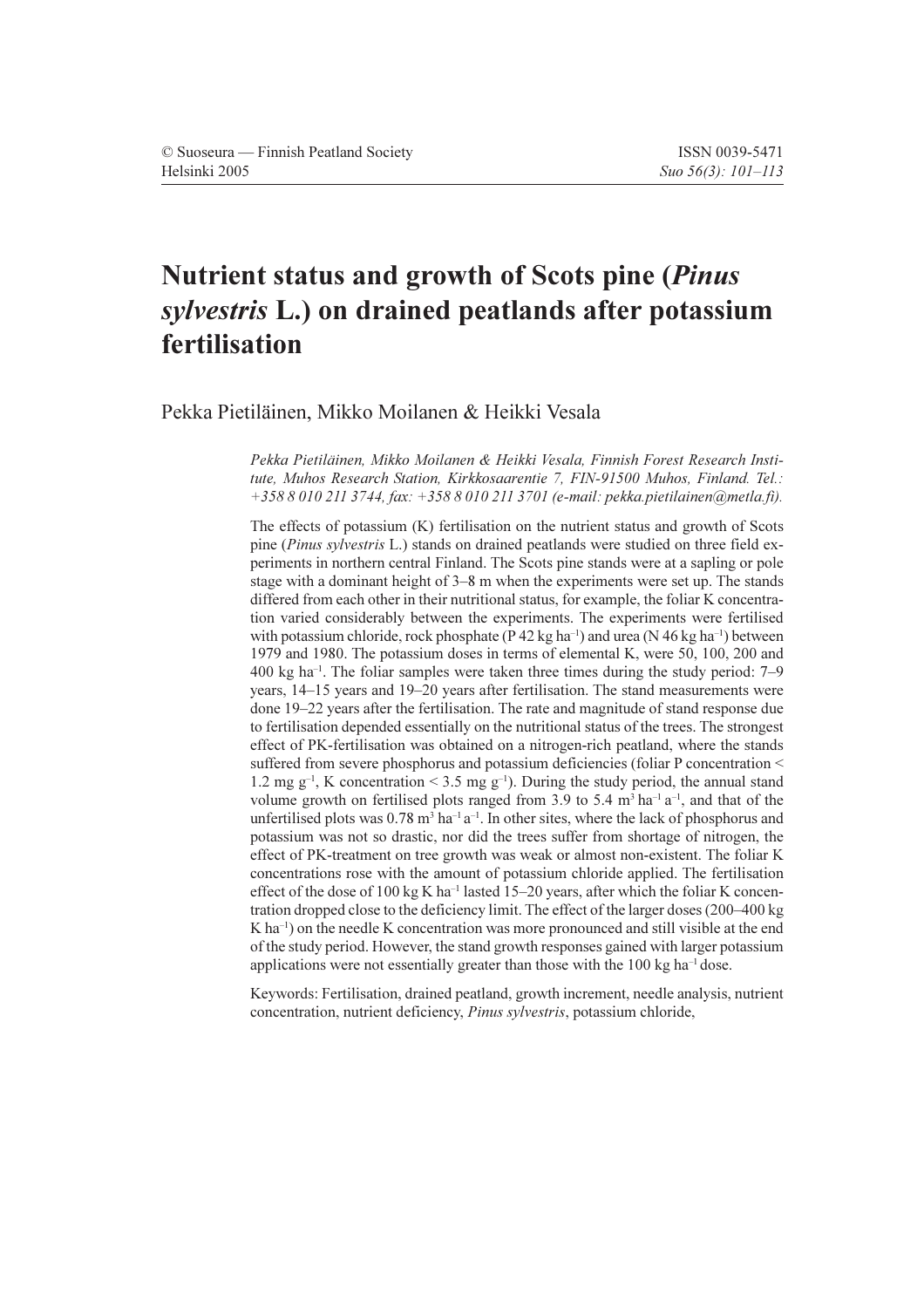© Suoseura — Finnish Peatland Society
Helsinki 2005

ISSN 0039-5471
*Suo 56(3): 101–113*

# Nutrient status and growth of Scots pine (*Pinus sylvestris* L.) on drained peatlands after potassium fertilisation

Pekka Pietiläinen, Mikko Moilanen & Heikki Vesala

*Pekka Pietiläinen, Mikko Moilanen & Heikki Vesala, Finnish Forest Research Institute, Muhos Research Station, Kirkkosaarentie 7, FIN-91500 Muhos, Finland. Tel.: +358 8 010 211 3744, fax: +358 8 010 211 3701 (e-mail: pekka.pietilainen@metla.fi).*

The effects of potassium (K) fertilisation on the nutrient status and growth of Scots pine (*Pinus sylvestris* L.) stands on drained peatlands were studied on three field experiments in northern central Finland. The Scots pine stands were at a sapling or pole stage with a dominant height of 3–8 m when the experiments were set up. The stands differed from each other in their nutritional status, for example, the foliar K concentration varied considerably between the experiments. The experiments were fertilised with potassium chloride, rock phosphate (P 42 kg $ha^{-1}$) and urea (N 46 kg $ha^{-1}$) between 1979 and 1980. The potassium doses in terms of elemental K, were 50, 100, 200 and 400 kg $ha^{-1}$. The foliar samples were taken three times during the study period: 7–9 years, 14–15 years and 19–20 years after fertilisation. The stand measurements were done 19–22 years after the fertilisation. The rate and magnitude of stand response due to fertilisation depended essentially on the nutritional status of the trees. The strongest effect of PK-fertilisation was obtained on a nitrogen-rich peatland, where the stands suffered from severe phosphorus and potassium deficiencies (foliar P concentration < 1.2 mg $g^{-1}$, K concentration < 3.5 mg $g^{-1}$). During the study period, the annual stand volume growth on fertilised plots ranged from 3.9 to 5.4 $m^3$ $ha^{-1}$ $a^{-1}$, and that of the unfertilised plots was 0.78 $m^3$ $ha^{-1}$ $a^{-1}$. In other sites, where the lack of phosphorus and potassium was not so drastic, nor did the trees suffer from shortage of nitrogen, the effect of PK-treatment on tree growth was weak or almost non-existent. The foliar K concentrations rose with the amount of potassium chloride applied. The fertilisation effect of the dose of 100 kg K $ha^{-1}$ lasted 15–20 years, after which the foliar K concentration dropped close to the deficiency limit. The effect of the larger doses (200–400 kg K $ha^{-1}$) on the needle K concentration was more pronounced and still visible at the end of the study period. However, the stand growth responses gained with larger potassium applications were not essentially greater than those with the 100 kg $ha^{-1}$ dose.

Keywords: Fertilisation, drained peatland, growth increment, needle analysis, nutrient concentration, nutrient deficiency, *Pinus sylvestris*, potassium chloride,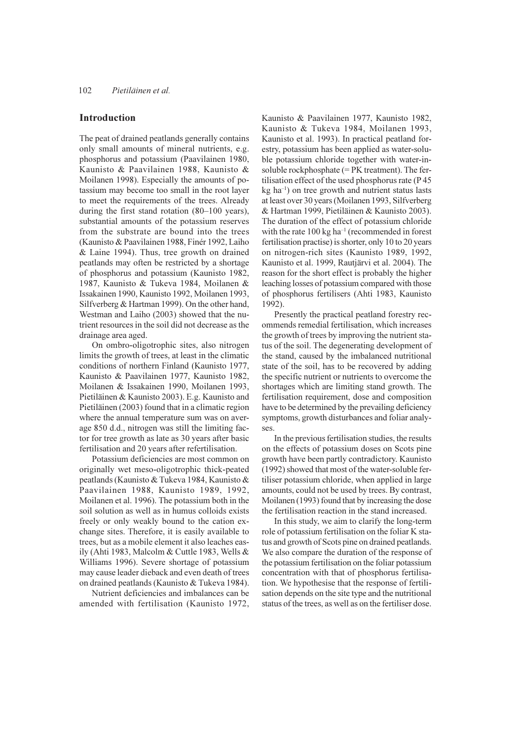## Introduction

The peat of drained peatlands generally contains only small amounts of mineral nutrients, e.g. phosphorus and potassium (Paavilainen 1980, Kaunisto & Paavilainen 1988, Kaunisto & Moilanen 1998). Especially the amounts of potassium may become too small in the root layer to meet the requirements of the trees. Already during the first stand rotation (80–100 years), substantial amounts of the potassium reserves from the substrate are bound into the trees (Kaunisto & Paavilainen 1988, Finér 1992, Laiho & Laine 1994). Thus, tree growth on drained peatlands may often be restricted by a shortage of phosphorus and potassium (Kaunisto 1982, 1987, Kaunisto & Tukeva 1984, Moilanen & Issakainen 1990, Kaunisto 1992, Moilanen 1993, Silfverberg & Hartman 1999). On the other hand, Westman and Laiho (2003) showed that the nutrient resources in the soil did not decrease as the drainage area aged.

On ombro-oligotrophic sites, also nitrogen limits the growth of trees, at least in the climatic conditions of northern Finland (Kaunisto 1977, Kaunisto & Paavilainen 1977, Kaunisto 1982, Moilanen & Issakainen 1990, Moilanen 1993, Pietiläinen & Kaunisto 2003). E.g. Kaunisto and Pietiläinen (2003) found that in a climatic region where the annual temperature sum was on average 850 d.d., nitrogen was still the limiting factor for tree growth as late as 30 years after basic fertilisation and 20 years after refertilisation.

Potassium deficiencies are most common on originally wet meso-oligotrophic thick-peated peatlands (Kaunisto & Tukeva 1984, Kaunisto & Paavilainen 1988, Kaunisto 1989, 1992, Moilanen et al. 1996). The potassium both in the soil solution as well as in humus colloids exists freely or only weakly bound to the cation exchange sites. Therefore, it is easily available to trees, but as a mobile element it also leaches easily (Ahti 1983, Malcolm & Cuttle 1983, Wells & Williams 1996). Severe shortage of potassium may cause leader dieback and even death of trees on drained peatlands (Kaunisto & Tukeva 1984).

Nutrient deficiencies and imbalances can be amended with fertilisation (Kaunisto 1972, Kaunisto & Paavilainen 1977, Kaunisto 1982, Kaunisto & Tukeva 1984, Moilanen 1993, Kaunisto et al. 1993). In practical peatland forestry, potassium has been applied as water-soluble potassium chloride together with water-insoluble rockphosphate (= PK treatment). The fertilisation effect of the used phosphorus rate (P 45 kg ha$^{-1}$) on tree growth and nutrient status lasts at least over 30 years (Moilanen 1993, Silfverberg & Hartman 1999, Pietiläinen & Kaunisto 2003). The duration of the effect of potassium chloride with the rate 100 kg ha$^{-1}$ (recommended in forest fertilisation practise) is shorter, only 10 to 20 years on nitrogen-rich sites (Kaunisto 1989, 1992, Kaunisto et al. 1999, Rautjärvi et al. 2004). The reason for the short effect is probably the higher leaching losses of potassium compared with those of phosphorus fertilisers (Ahti 1983, Kaunisto 1992).

Presently the practical peatland forestry recommends remedial fertilisation, which increases the growth of trees by improving the nutrient status of the soil. The degenerating development of the stand, caused by the imbalanced nutritional state of the soil, has to be recovered by adding the specific nutrient or nutrients to overcome the shortages which are limiting stand growth. The fertilisation requirement, dose and composition have to be determined by the prevailing deficiency symptoms, growth disturbances and foliar analyses.

In the previous fertilisation studies, the results on the effects of potassium doses on Scots pine growth have been partly contradictory. Kaunisto (1992) showed that most of the water-soluble fertiliser potassium chloride, when applied in large amounts, could not be used by trees. By contrast, Moilanen (1993) found that by increasing the dose the fertilisation reaction in the stand increased.

In this study, we aim to clarify the long-term role of potassium fertilisation on the foliar K status and growth of Scots pine on drained peatlands. We also compare the duration of the response of the potassium fertilisation on the foliar potassium concentration with that of phosphorus fertilisation. We hypothesise that the response of fertilisation depends on the site type and the nutritional status of the trees, as well as on the fertiliser dose.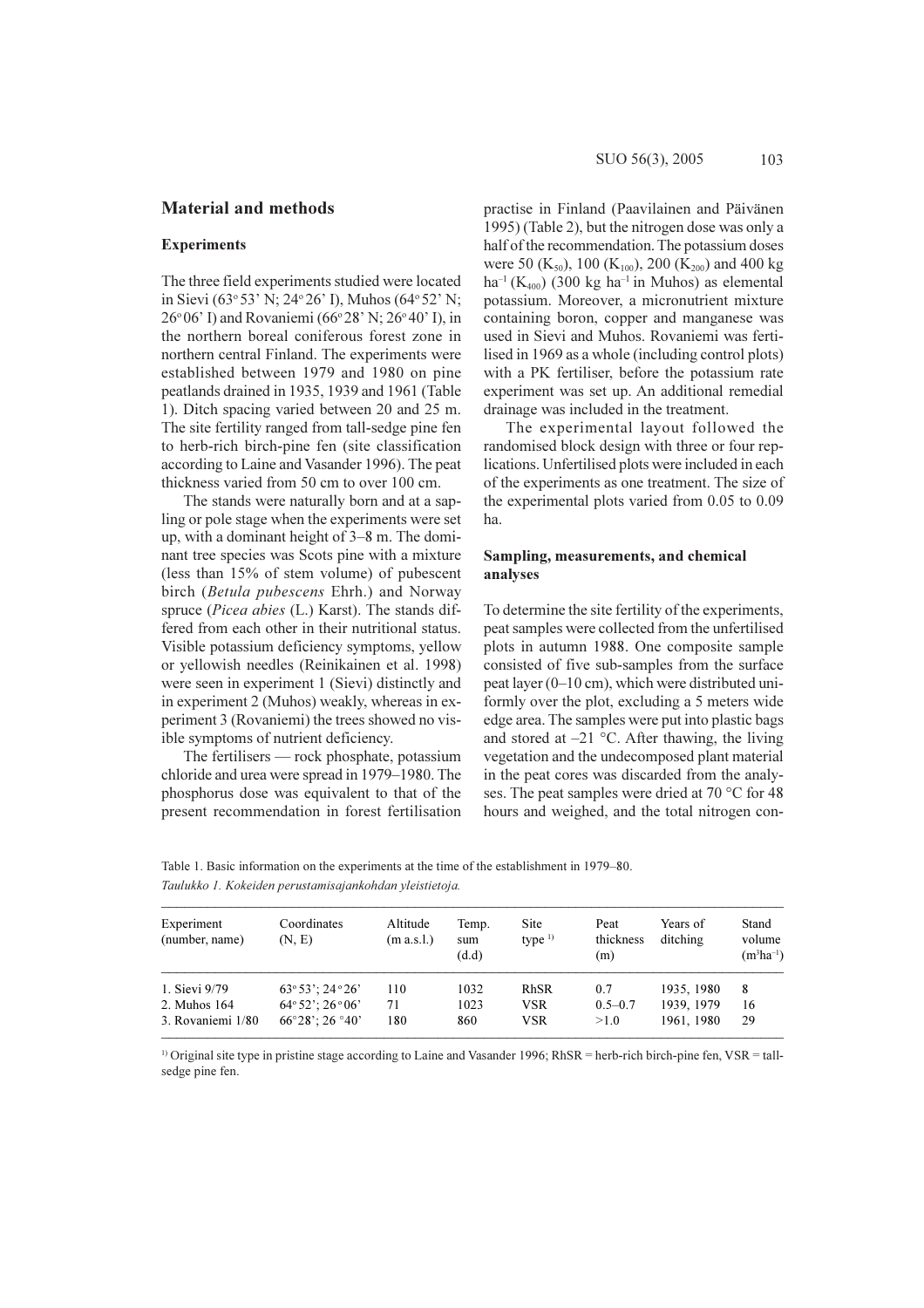## Material and methods

### Experiments

The three field experiments studied were located in Sievi (63° 53' N; 24° 26' I), Muhos (64° 52' N; 26° 06' I) and Rovaniemi (66° 28' N; 26° 40' I), in the northern boreal coniferous forest zone in northern central Finland. The experiments were established between 1979 and 1980 on pine peatlands drained in 1935, 1939 and 1961 (Table 1). Ditch spacing varied between 20 and 25 m. The site fertility ranged from tall-sedge pine fen to herb-rich birch-pine fen (site classification according to Laine and Vasander 1996). The peat thickness varied from 50 cm to over 100 cm.

The stands were naturally born and at a sapling or pole stage when the experiments were set up, with a dominant height of 3–8 m. The dominant tree species was Scots pine with a mixture (less than 15% of stem volume) of pubescent birch (*Betula pubescens* Ehrh.) and Norway spruce (*Picea abies* (L.) Karst). The stands differed from each other in their nutritional status. Visible potassium deficiency symptoms, yellow or yellowish needles (Reinikainen et al. 1998) were seen in experiment 1 (Sievi) distinctly and in experiment 2 (Muhos) weakly, whereas in experiment 3 (Rovaniemi) the trees showed no visible symptoms of nutrient deficiency.

The fertilisers — rock phosphate, potassium chloride and urea were spread in 1979–1980. The phosphorus dose was equivalent to that of the present recommendation in forest fertilisation practise in Finland (Paavilainen and Päivänen 1995) (Table 2), but the nitrogen dose was only a half of the recommendation. The potassium doses were 50 ($K_{50}$), 100 ($K_{100}$), 200 ($K_{200}$) and 400 kg $ha^{-1}$ ($K_{400}$) (300 kg $ha^{-1}$ in Muhos) as elemental potassium. Moreover, a micronutrient mixture containing boron, copper and manganese was used in Sievi and Muhos. Rovaniemi was fertilised in 1969 as a whole (including control plots) with a PK fertiliser, before the potassium rate experiment was set up. An additional remedial drainage was included in the treatment.

The experimental layout followed the randomised block design with three or four replications. Unfertilised plots were included in each of the experiments as one treatment. The size of the experimental plots varied from 0.05 to 0.09 ha.

### Sampling, measurements, and chemical analyses

To determine the site fertility of the experiments, peat samples were collected from the unfertilised plots in autumn 1988. One composite sample consisted of five sub-samples from the surface peat layer (0–10 cm), which were distributed uniformly over the plot, excluding a 5 meters wide edge area. The samples were put into plastic bags and stored at –21 °C. After thawing, the living vegetation and the undecomposed plant material in the peat cores was discarded from the analyses. The peat samples were dried at 70 °C for 48 hours and weighed, and the total nitrogen con-

Table 1. Basic information on the experiments at the time of the establishment in 1979–80.
*Taulukko 1. Kokeiden perustamisajankohdan yleistietoja.*

| Experiment (number, name) | Coordinates (N, E) | Altitude (m a.s.l.) | Temp. sum (d.d) | Site type [1] | Peat thickness (m) | Years of ditching | Stand volume ($m^3ha^{-1}$) |
|---|---|---|---|---|---|---|---|
| 1. Sievi 9/79 | 63° 53'; 24° 26' | 110 | 1032 | RhSR | 0.7 | 1935, 1980 | 8 |
| 2. Muhos 164 | 64° 52'; 26° 06' | 71 | 1023 | VSR | 0.5–0.7 | 1939, 1979 | 16 |
| 3. Rovaniemi 1/80 | 66°28'; 26 °40' | 180 | 860 | VSR | >1.0 | 1961, 1980 | 29 |

[1] Original site type in pristine stage according to Laine and Vasander 1996; RhSR = herb-rich birch-pine fen, VSR = tall-sedge pine fen.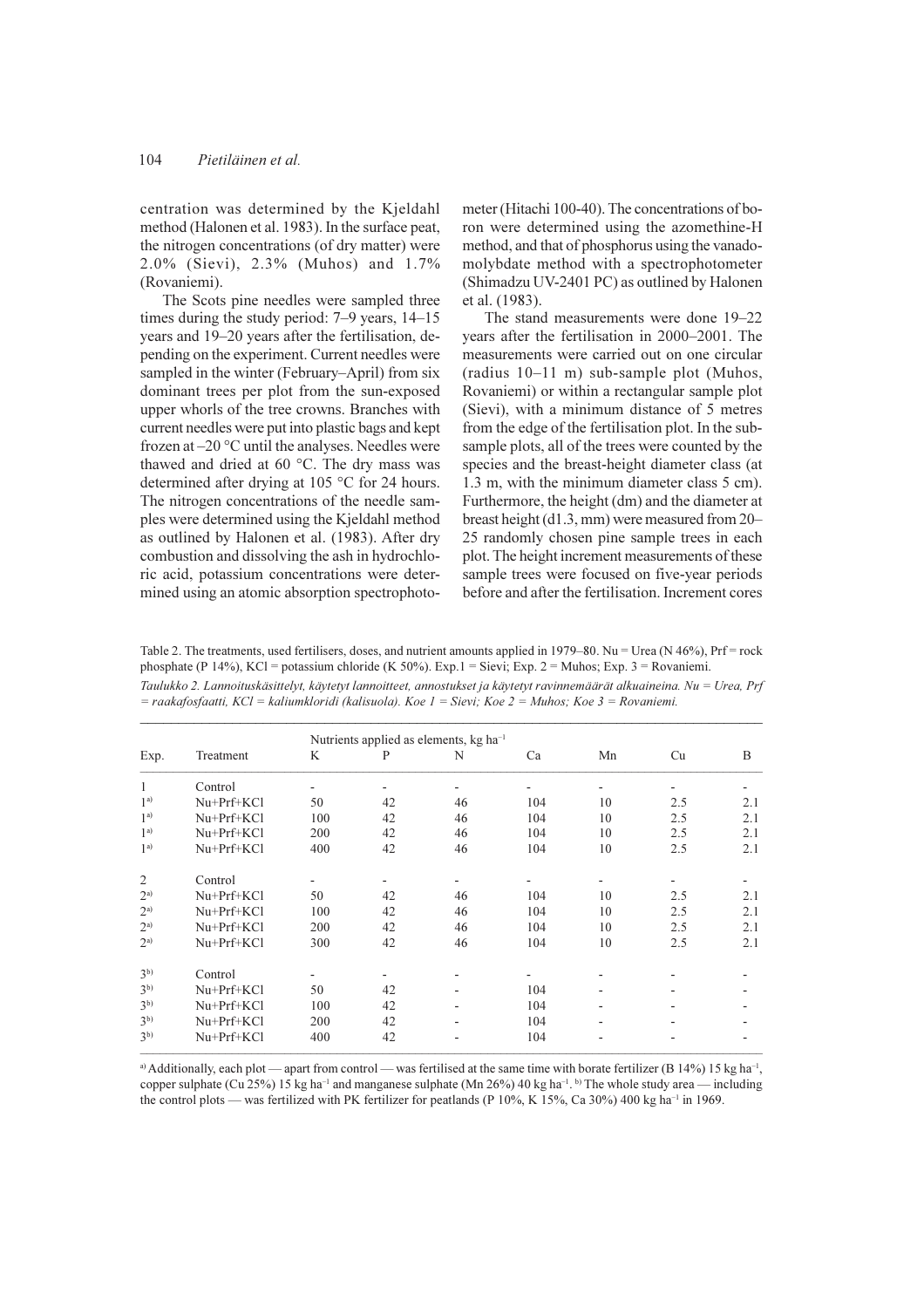centration was determined by the Kjeldahl method (Halonen et al. 1983). In the surface peat, the nitrogen concentrations (of dry matter) were 2.0% (Sievi), 2.3% (Muhos) and 1.7% (Rovaniemi).

The Scots pine needles were sampled three times during the study period: 7–9 years, 14–15 years and 19–20 years after the fertilisation, depending on the experiment. Current needles were sampled in the winter (February–April) from six dominant trees per plot from the sun-exposed upper whorls of the tree crowns. Branches with current needles were put into plastic bags and kept frozen at –20 °C until the analyses. Needles were thawed and dried at 60 °C. The dry mass was determined after drying at 105 °C for 24 hours. The nitrogen concentrations of the needle samples were determined using the Kjeldahl method as outlined by Halonen et al. (1983). After dry combustion and dissolving the ash in hydrochloric acid, potassium concentrations were determined using an atomic absorption spectrophotometer (Hitachi 100-40). The concentrations of boron were determined using the azomethine-H method, and that of phosphorus using the vanadomolybdate method with a spectrophotometer (Shimadzu UV-2401 PC) as outlined by Halonen et al. (1983).

The stand measurements were done 19–22 years after the fertilisation in 2000–2001. The measurements were carried out on one circular (radius 10–11 m) sub-sample plot (Muhos, Rovaniemi) or within a rectangular sample plot (Sievi), with a minimum distance of 5 metres from the edge of the fertilisation plot. In the sub-sample plots, all of the trees were counted by the species and the breast-height diameter class (at 1.3 m, with the minimum diameter class 5 cm). Furthermore, the height (dm) and the diameter at breast height ($d_{1.3}$, mm) were measured from 20–25 randomly chosen pine sample trees in each plot. The height increment measurements of these sample trees were focused on five-year periods before and after the fertilisation. Increment cores

Table 2. The treatments, used fertilisers, doses, and nutrient amounts applied in 1979–80. Nu = Urea (N 46%), Prf = rock phosphate (P 14%), KCl = potassium chloride (K 50%). Exp.1 = Sievi; Exp. 2 = Muhos; Exp. 3 = Rovaniemi.

*Taulukko 2. Lannoituskäsittelyt, käytetyt lannoitteet, annostukset ja käytetyt ravinnemäärät alkuaineina. Nu = Urea, Prf = raakafosfaatti, KCl = kaliumkloridi (kalisuola). Koe 1 = Sievi; Koe 2 = Muhos; Koe 3 = Rovaniemi.*

| Exp. | Treatment | Nutrients applied as elements, kg ha$^{-1}$ | | | | | | |
|---|---|---|---|---|---|---|---|---|
| | | K | P | N | Ca | Mn | Cu | B |
| 1 | Control | - | - | - | - | - | - | - |
| 1[a)] | Nu+Prf+KCl | 50 | 42 | 46 | 104 | 10 | 2.5 | 2.1 |
| 1[a)] | Nu+Prf+KCl | 100 | 42 | 46 | 104 | 10 | 2.5 | 2.1 |
| 1[a)] | Nu+Prf+KCl | 200 | 42 | 46 | 104 | 10 | 2.5 | 2.1 |
| 1[a)] | Nu+Prf+KCl | 400 | 42 | 46 | 104 | 10 | 2.5 | 2.1 |
| 2 | Control | - | - | - | - | - | - | - |
| 2[a)] | Nu+Prf+KCl | 50 | 42 | 46 | 104 | 10 | 2.5 | 2.1 |
| 2[a)] | Nu+Prf+KCl | 100 | 42 | 46 | 104 | 10 | 2.5 | 2.1 |
| 2[a)] | Nu+Prf+KCl | 200 | 42 | 46 | 104 | 10 | 2.5 | 2.1 |
| 2[a)] | Nu+Prf+KCl | 300 | 42 | 46 | 104 | 10 | 2.5 | 2.1 |
| 3[b)] | Control | - | - | - | - | - | - | - |
| 3[b)] | Nu+Prf+KCl | 50 | 42 | - | 104 | - | - | - |
| 3[b)] | Nu+Prf+KCl | 100 | 42 | - | 104 | - | - | - |
| 3[b)] | Nu+Prf+KCl | 200 | 42 | - | 104 | - | - | - |
| 3[b)] | Nu+Prf+KCl | 400 | 42 | - | 104 | - | - | - |

[a)] Additionally, each plot — apart from control — was fertilised at the same time with borate fertilizer (B 14%) 15 kg ha$^{-1}$, copper sulphate (Cu 25%) 15 kg ha$^{-1}$ and manganese sulphate (Mn 26%) 40 kg ha$^{-1}$. [b)] The whole study area — including the control plots — was fertilized with PK fertilizer for peatlands (P 10%, K 15%, Ca 30%) 400 kg ha$^{-1}$ in 1969.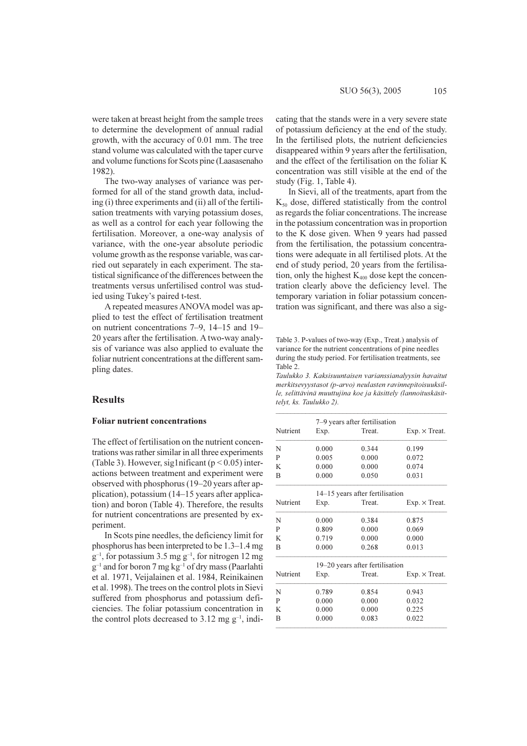were taken at breast height from the sample trees to determine the development of annual radial growth, with the accuracy of 0.01 mm. The tree stand volume was calculated with the taper curve and volume functions for Scots pine (Laasasenaho 1982).

The two-way analyses of variance was performed for all of the stand growth data, including (i) three experiments and (ii) all of the fertilisation treatments with varying potassium doses, as well as a control for each year following the fertilisation. Moreover, a one-way analysis of variance, with the one-year absolute periodic volume growth as the response variable, was carried out separately in each experiment. The statistical significance of the differences between the treatments versus unfertilised control was studied using Tukey's paired t-test.

A repeated measures ANOVA model was applied to test the effect of fertilisation treatment on nutrient concentrations 7–9, 14–15 and 19–20 years after the fertilisation. A two-way analysis of variance was also applied to evaluate the foliar nutrient concentrations at the different sampling dates.

## Results

### Foliar nutrient concentrations

The effect of fertilisation on the nutrient concentrations was rather similar in all three experiments (Table 3). However, sig1nificant ($p < 0.05$) interactions between treatment and experiment were observed with phosphorus (19–20 years after application), potassium (14–15 years after application) and boron (Table 4). Therefore, the results for nutrient concentrations are presented by experiment.

In Scots pine needles, the deficiency limit for phosphorus has been interpreted to be 1.3–1.4 mg $g^{-1}$, for potassium 3.5 mg $g^{-1}$, for nitrogen 12 mg $g^{-1}$ and for boron 7 mg $kg^{-1}$ of dry mass (Paarlahti et al. 1971, Veijalainen et al. 1984, Reinikainen et al. 1998). The trees on the control plots in Sievi suffered from phosphorus and potassium deficiencies. The foliar potassium concentration in the control plots decreased to 3.12 mg $g^{-1}$, indicating that the stands were in a very severe state of potassium deficiency at the end of the study. In the fertilised plots, the nutrient deficiencies disappeared within 9 years after the fertilisation, and the effect of the fertilisation on the foliar K concentration was still visible at the end of the study (Fig. 1, Table 4).

In Sievi, all of the treatments, apart from the $K_{50}$ dose, differed statistically from the control as regards the foliar concentrations. The increase in the potassium concentration was in proportion to the K dose given. When 9 years had passed from the fertilisation, the potassium concentrations were adequate in all fertilised plots. At the end of study period, 20 years from the fertilisation, only the highest $K_{400}$ dose kept the concentration clearly above the deficiency level. The temporary variation in foliar potassium concentration was significant, and there was also a sig-

Table 3. P-values of two-way (Exp., Treat.) analysis of variance for the nutrient concentrations of pine needles during the study period. For fertilisation treatments, see Table 2.

*Taulukko 3. Kaksisuuntaisen varianssianalyysin havaitut merkitsevyystasot (p-arvo) neulasten ravinnepitoisuuksille, selittävinä muuttujina koe ja käsittely (lannoituskäsittelyt, ks. Taulukko 2).*

| Nutrient | Exp. | Treat. | Exp. × Treat. |
|---|---|---|---|
| | 7–9 years after fertilisation | | |
| N | 0.000 | 0.344 | 0.199 |
| P | 0.005 | 0.000 | 0.072 |
| K | 0.000 | 0.000 | 0.074 |
| B | 0.000 | 0.050 | 0.031 |
| | 14–15 years after fertilisation | | |
| N | 0.000 | 0.384 | 0.875 |
| P | 0.809 | 0.000 | 0.069 |
| K | 0.719 | 0.000 | 0.000 |
| B | 0.000 | 0.268 | 0.013 |
| | 19–20 years after fertilisation | | |
| N | 0.789 | 0.854 | 0.943 |
| P | 0.000 | 0.000 | 0.032 |
| K | 0.000 | 0.000 | 0.225 |
| B | 0.000 | 0.083 | 0.022 |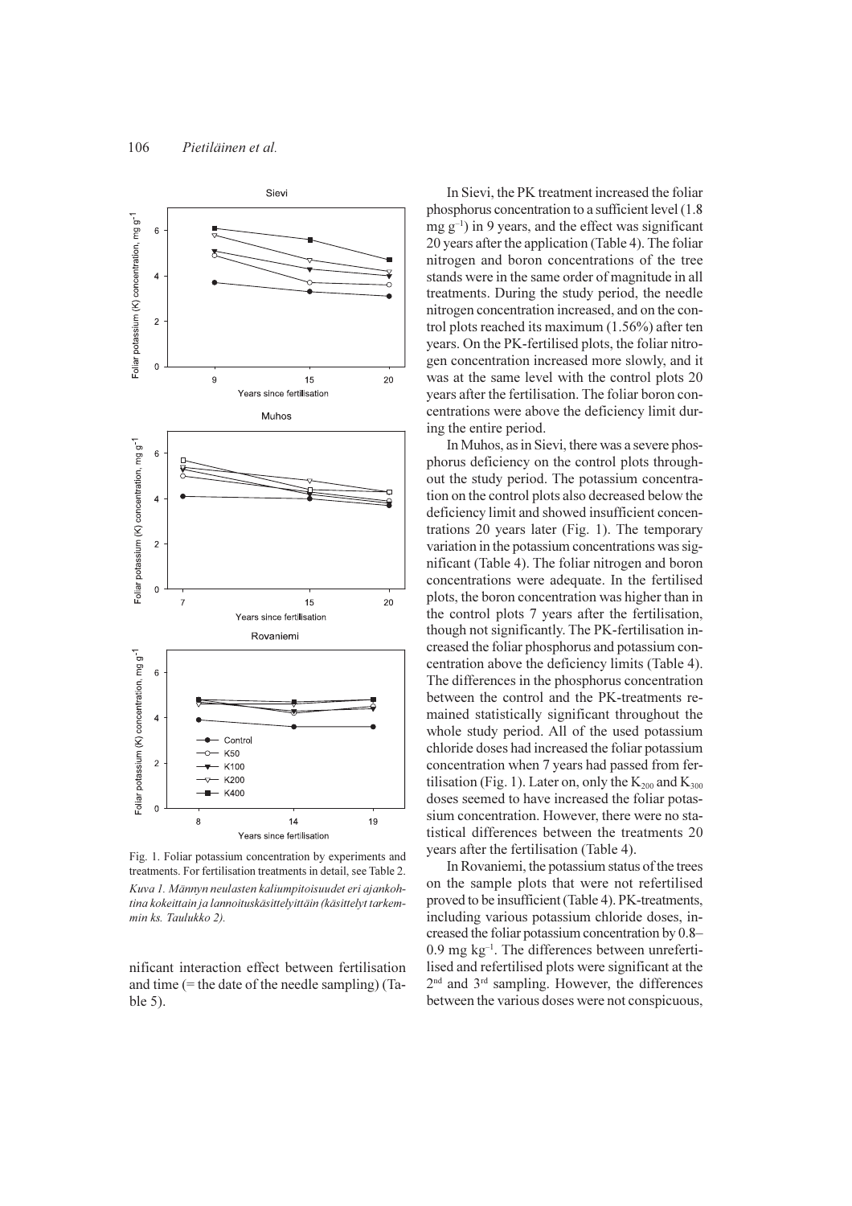Fig. 1. Foliar potassium concentration by experiments and treatments. For fertilisation treatments in detail, see Table 2.

*Kuva 1. Männyn neulasten kaliumpitoisuudet eri ajankohtina kokeittain ja lannoituskäsittelyittäin (käsittelyt tarkemmin ks. Taulukko 2).*

nificant interaction effect between fertilisation and time (= the date of the needle sampling) (Table 5).

In Sievi, the PK treatment increased the foliar phosphorus concentration to a sufficient level (1.8 mg $g^{-1}$) in 9 years, and the effect was significant 20 years after the application (Table 4). The foliar nitrogen and boron concentrations of the tree stands were in the same order of magnitude in all treatments. During the study period, the needle nitrogen concentration increased, and on the control plots reached its maximum (1.56%) after ten years. On the PK-fertilised plots, the foliar nitrogen concentration increased more slowly, and it was at the same level with the control plots 20 years after the fertilisation. The foliar boron concentrations were above the deficiency limit during the entire period.

In Muhos, as in Sievi, there was a severe phosphorus deficiency on the control plots throughout the study period. The potassium concentration on the control plots also decreased below the deficiency limit and showed insufficient concentrations 20 years later (Fig. 1). The temporary variation in the potassium concentrations was significant (Table 4). The foliar nitrogen and boron concentrations were adequate. In the fertilised plots, the boron concentration was higher than in the control plots 7 years after the fertilisation, though not significantly. The PK-fertilisation increased the foliar phosphorus and potassium concentration above the deficiency limits (Table 4). The differences in the phosphorus concentration between the control and the PK-treatments remained statistically significant throughout the whole study period. All of the used potassium chloride doses had increased the foliar potassium concentration when 7 years had passed from fertilisation (Fig. 1). Later on, only the $K_{200}$ and $K_{300}$ doses seemed to have increased the foliar potassium concentration. However, there were no statistical differences between the treatments 20 years after the fertilisation (Table 4).

In Rovaniemi, the potassium status of the trees on the sample plots that were not refertilised proved to be insufficient (Table 4). PK-treatments, including various potassium chloride doses, increased the foliar potassium concentration by 0.8–0.9 mg $kg^{-1}$. The differences between unrefertilised and refertilised plots were significant at the 2nd and 3rd sampling. However, the differences between the various doses were not conspicuous,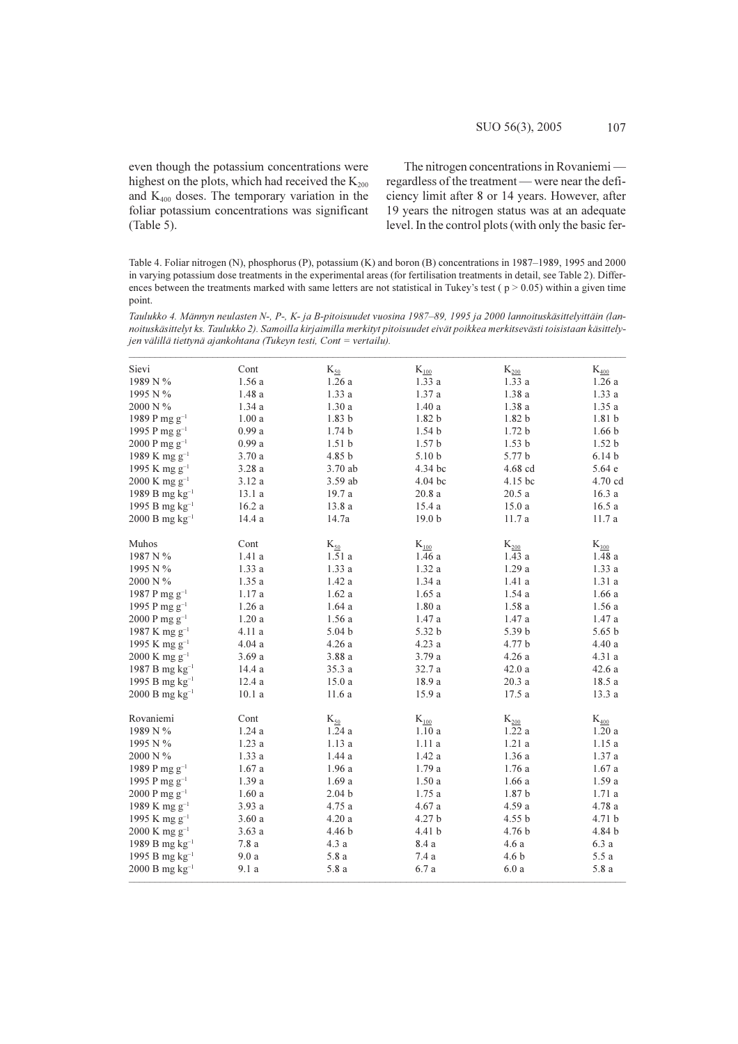even though the potassium concentrations were highest on the plots, which had received the $K_{200}$ and $K_{400}$ doses. The temporary variation in the foliar potassium concentrations was significant (Table 5).

The nitrogen concentrations in Rovaniemi — regardless of the treatment — were near the deficiency limit after 8 or 14 years. However, after 19 years the nitrogen status was at an adequate level. In the control plots (with only the basic fer-

Table 4. Foliar nitrogen (N), phosphorus (P), potassium (K) and boron (B) concentrations in 1987–1989, 1995 and 2000 in varying potassium dose treatments in the experimental areas (for fertilisation treatments in detail, see Table 2). Differences between the treatments marked with same letters are not statistical in Tukey's test ( $p > 0.05$) within a given time point.

*Taulukko 4. Männyn neulasten N-, P-, K- ja B-pitoisuudet vuosina 1987–89, 1995 ja 2000 lannoituskäsittelyittäin (lannoituskäsittelyt ks. Taulukko 2). Samoilla kirjaimilla merkityt pitoisuudet eivät poikkea merkitsevästi toisistaan käsittelyjen välillä tiettynä ajankohtana (Tukeyn testi, Cont = vertailu).*

| Sievi | Cont | $K_{50}$ | $K_{100}$ | $K_{200}$ | $K_{400}$ |
|---|---|---|---|---|---|
| 1989 N % | 1.56 a | 1.26 a | 1.33 a | 1.33 a | 1.26 a |
| 1995 N % | 1.48 a | 1.33 a | 1.37 a | 1.38 a | 1.33 a |
| 2000 N % | 1.34 a | 1.30 a | 1.40 a | 1.38 a | 1.35 a |
| 1989 P mg $g^{-1}$ | 1.00 a | 1.83 b | 1.82 b | 1.82 b | 1.81 b |
| 1995 P mg $g^{-1}$ | 0.99 a | 1.74 b | 1.54 b | 1.72 b | 1.66 b |
| 2000 P mg $g^{-1}$ | 0.99 a | 1.51 b | 1.57 b | 1.53 b | 1.52 b |
| 1989 K mg $g^{-1}$ | 3.70 a | 4.85 b | 5.10 b | 5.77 b | 6.14 b |
| 1995 K mg $g^{-1}$ | 3.28 a | 3.70 ab | 4.34 bc | 4.68 cd | 5.64 e |
| 2000 K mg $g^{-1}$ | 3.12 a | 3.59 ab | 4.04 bc | 4.15 bc | 4.70 cd |
| 1989 B mg $kg^{-1}$ | 13.1 a | 19.7 a | 20.8 a | 20.5 a | 16.3 a |
| 1995 B mg $kg^{-1}$ | 16.2 a | 13.8 a | 15.4 a | 15.0 a | 16.5 a |
| 2000 B mg $kg^{-1}$ | 14.4 a | 14.7a | 19.0 b | 11.7 a | 11.7 a |
| **Muhos** | **Cont** | $K_{50}$ | $K_{100}$ | $K_{200}$ | $K_{400}$ |
| 1987 N % | 1.41 a | 1.51 a | 1.46 a | 1.43 a | 1.48 a |
| 1995 N % | 1.33 a | 1.33 a | 1.32 a | 1.29 a | 1.33 a |
| 2000 N % | 1.35 a | 1.42 a | 1.34 a | 1.41 a | 1.31 a |
| 1987 P mg $g^{-1}$ | 1.17 a | 1.62 a | 1.65 a | 1.54 a | 1.66 a |
| 1995 P mg $g^{-1}$ | 1.26 a | 1.64 a | 1.80 a | 1.58 a | 1.56 a |
| 2000 P mg $g^{-1}$ | 1.20 a | 1.56 a | 1.47 a | 1.47 a | 1.47 a |
| 1987 K mg $g^{-1}$ | 4.11 a | 5.04 b | 5.32 b | 5.39 b | 5.65 b |
| 1995 K mg $g^{-1}$ | 4.04 a | 4.26 a | 4.23 a | 4.77 b | 4.40 a |
| 2000 K mg $g^{-1}$ | 3.69 a | 3.88 a | 3.79 a | 4.26 a | 4.31 a |
| 1987 B mg $kg^{-1}$ | 14.4 a | 35.3 a | 32.7 a | 42.0 a | 42.6 a |
| 1995 B mg $kg^{-1}$ | 12.4 a | 15.0 a | 18.9 a | 20.3 a | 18.5 a |
| 2000 B mg $kg^{-1}$ | 10.1 a | 11.6 a | 15.9 a | 17.5 a | 13.3 a |
| **Rovaniemi** | **Cont** | $K_{50}$ | $K_{100}$ | $K_{200}$ | $K_{400}$ |
| 1989 N % | 1.24 a | 1.24 a | 1.10 a | 1.22 a | 1.20 a |
| 1995 N % | 1.23 a | 1.13 a | 1.11 a | 1.21 a | 1.15 a |
| 2000 N % | 1.33 a | 1.44 a | 1.42 a | 1.36 a | 1.37 a |
| 1989 P mg $g^{-1}$ | 1.67 a | 1.96 a | 1.79 a | 1.76 a | 1.67 a |
| 1995 P mg $g^{-1}$ | 1.39 a | 1.69 a | 1.50 a | 1.66 a | 1.59 a |
| 2000 P mg $g^{-1}$ | 1.60 a | 2.04 b | 1.75 a | 1.87 b | 1.71 a |
| 1989 K mg $g^{-1}$ | 3.93 a | 4.75 a | 4.67 a | 4.59 a | 4.78 a |
| 1995 K mg $g^{-1}$ | 3.60 a | 4.20 a | 4.27 b | 4.55 b | 4.71 b |
| 2000 K mg $g^{-1}$ | 3.63 a | 4.46 b | 4.41 b | 4.76 b | 4.84 b |
| 1989 B mg $kg^{-1}$ | 7.8 a | 4.3 a | 8.4 a | 4.6 a | 6.3 a |
| 1995 B mg $kg^{-1}$ | 9.0 a | 5.8 a | 7.4 a | 4.6 b | 5.5 a |
| 2000 B mg $kg^{-1}$ | 9.1 a | 5.8 a | 6.7 a | 6.0 a | 5.8 a |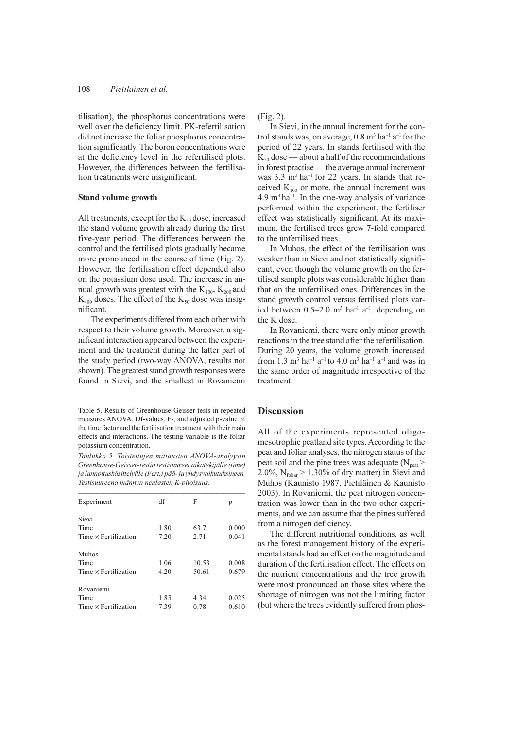tilisation), the phosphorus concentrations were well over the deficiency limit. PK-refertilisation did not increase the foliar phosphorus concentration significantly. The boron concentrations were at the deficiency level in the refertilised plots. However, the differences between the fertilisation treatments were insignificant.

### Stand volume growth

All treatments, except for the $K_{50}$ dose, increased the stand volume growth already during the first five-year period. The differences between the control and the fertilised plots gradually became more pronounced in the course of time (Fig. 2). However, the fertilisation effect depended also on the potassium dose used. The increase in annual growth was greatest with the $K_{100}$, $K_{200}$ and $K_{400}$ doses. The effect of the $K_{50}$ dose was insignificant.

The experiments differed from each other with respect to their volume growth. Moreover, a significant interaction appeared between the experiment and the treatment during the latter part of the study period (two-way ANOVA, results not shown). The greatest stand growth responses were found in Sievi, and the smallest in Rovaniemi (Fig. 2).

In Sievi, in the annual increment for the control stands was, on average, 0.8 $m^3$ $ha^{-1}$ $a^{-1}$ for the period of 22 years. In stands fertilised with the $K_{50}$ dose — about a half of the recommendations in forest practise — the average annual increment was 3.3 $m^3$ $ha^{-1}$ for 22 years. In stands that received $K_{100}$ or more, the annual increment was 4.9 $m^3$ $ha^{-1}$. In the one-way analysis of variance performed within the experiment, the fertiliser effect was statistically significant. At its maximum, the fertilised trees grew 7-fold compared to the unfertilised trees.

In Muhos, the effect of the fertilisation was weaker than in Sievi and not statistically significant, even though the volume growth on the fertilised sample plots was considerable higher than that on the unfertilised ones. Differences in the stand growth control versus fertilised plots varied between 0.5–2.0 $m^3$ $ha^{-1}$ $a^{-1}$, depending on the K dose.

In Rovaniemi, there were only minor growth reactions in the tree stand after the refertilisation. During 20 years, the volume growth increased from 1.3 $m^3$ $ha^{-1}$ $a^{-1}$ to 4.0 $m^3$ $ha^{-1}$ $a^{-1}$ and was in the same order of magnitude irrespective of the treatment.

Table 5. Results of Greenhouse-Geisser tests in repeated measures ANOVA. Df-values, F-, and adjusted p-value of the time factor and the fertilisation treatment with their main effects and interactions. The testing variable is the foliar potassium concentration.

*Taulukko 5. Toistettujen mittausten ANOVA-analyysin Greenhouse-Geisser-testin testisuureet aikatekijälle (time) ja lannoituskäsittelyille (Fert.) pää- ja yhdysvaikutuksineen. Testisuureena männyn neulasten K-pitoisuus.*

| Experiment | df | F | p |
|---|---|---|---|
| Sievi | | | |
| Time | 1.80 | 63.7 | 0.000 |
| Time × Fertilization | 7.20 | 2.71 | 0.041 |
| Muhos | | | |
| Time | 1.06 | 10.53 | 0.008 |
| Time × Fertilization | 4.20 | 50.61 | 0.679 |
| Rovaniemi | | | |
| Time | 1.85 | 4.34 | 0.025 |
| Time × Fertilization | 7.39 | 0.78 | 0.610 |

## Discussion

All of the experiments represented oligo-mesotrophic peatland site types. According to the peat and foliar analyses, the nitrogen status of the peat soil and the pine trees was adequate ($N_{peat}$ > 2.0%, $N_{foliar}$ > 1.30% of dry matter) in Sievi and Muhos (Kaunisto 1987, Pietiläinen & Kaunisto 2003). In Rovaniemi, the peat nitrogen concentration was lower than in the two other experiments, and we can assume that the pines suffered from a nitrogen deficiency.

The different nutritional conditions, as well as the forest management history of the experimental stands had an effect on the magnitude and duration of the fertilisation effect. The effects on the nutrient concentrations and the tree growth were most pronounced on those sites where the shortage of nitrogen was not the limiting factor (but where the trees evidently suffered from phos-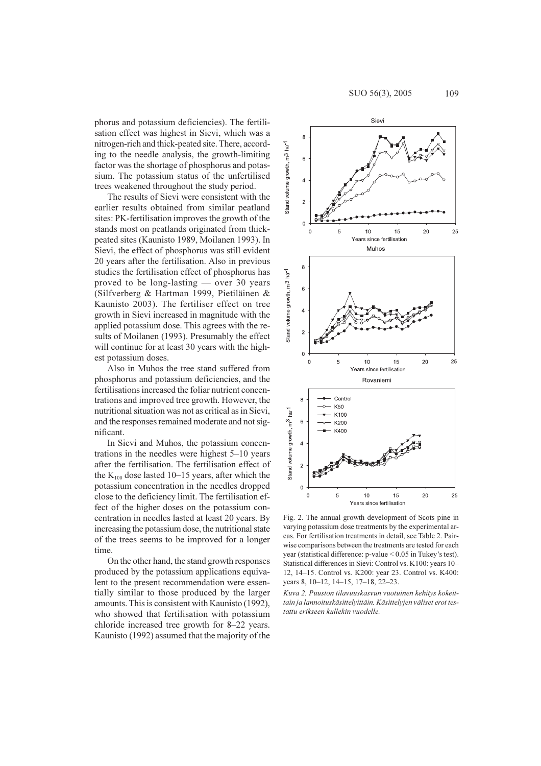phorus and potassium deficiencies). The fertilisation effect was highest in Sievi, which was a nitrogen-rich and thick-peated site. There, according to the needle analysis, the growth-limiting factor was the shortage of phosphorus and potassium. The potassium status of the unfertilised trees weakened throughout the study period.

The results of Sievi were consistent with the earlier results obtained from similar peatland sites: PK-fertilisation improves the growth of the stands most on peatlands originated from thick-peated sites (Kaunisto 1989, Moilanen 1993). In Sievi, the effect of phosphorus was still evident 20 years after the fertilisation. Also in previous studies the fertilisation effect of phosphorus has proved to be long-lasting — over 30 years (Silfverberg & Hartman 1999, Pietiläinen & Kaunisto 2003). The fertiliser effect on tree growth in Sievi increased in magnitude with the applied potassium dose. This agrees with the results of Moilanen (1993). Presumably the effect will continue for at least 30 years with the highest potassium doses.

Also in Muhos the tree stand suffered from phosphorus and potassium deficiencies, and the fertilisations increased the foliar nutrient concentrations and improved tree growth. However, the nutritional situation was not as critical as in Sievi, and the responses remained moderate and not significant.

In Sievi and Muhos, the potassium concentrations in the needles were highest 5–10 years after the fertilisation. The fertilisation effect of the $K_{100}$ dose lasted 10–15 years, after which the potassium concentration in the needles dropped close to the deficiency limit. The fertilisation effect of the higher doses on the potassium concentration in needles lasted at least 20 years. By increasing the potassium dose, the nutritional state of the trees seems to be improved for a longer time.

On the other hand, the stand growth responses produced by the potassium applications equivalent to the present recommendation were essentially similar to those produced by the larger amounts. This is consistent with Kaunisto (1992), who showed that fertilisation with potassium chloride increased tree growth for 8–22 years. Kaunisto (1992) assumed that the majority of the

Fig. 2. The annual growth development of Scots pine in varying potassium dose treatments by the experimental areas. For fertilisation treatments in detail, see Table 2. Pairwise comparisons between the treatments are tested for each year (statistical difference: p-value < 0.05 in Tukey's test). Statistical differences in Sievi: Control vs. K100: years 10–12, 14–15. Control vs. K200: year 23. Control vs. K400: years 8, 10–12, 14–15, 17–18, 22–23.

*Kuva 2. Puuston tilavuuskasvun vuotuinen kehitys kokeittain ja lannoituskäsittelyittäin. Käsittelyjen väliset erot testattu erikseen kullekin vuodelle.*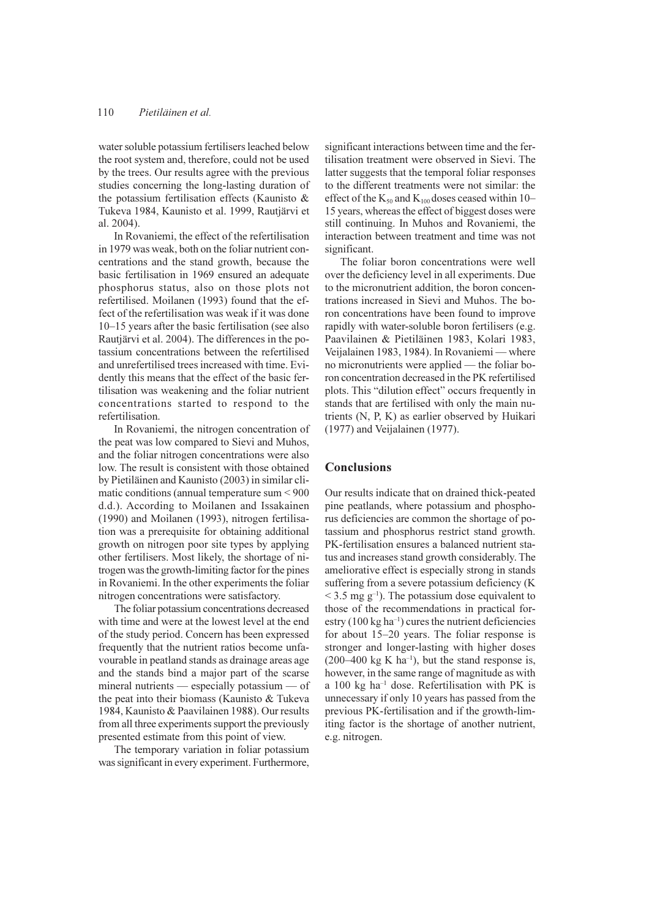water soluble potassium fertilisers leached below the root system and, therefore, could not be used by the trees. Our results agree with the previous studies concerning the long-lasting duration of the potassium fertilisation effects (Kaunisto & Tukeva 1984, Kaunisto et al. 1999, Rautjärvi et al. 2004).

In Rovaniemi, the effect of the refertilisation in 1979 was weak, both on the foliar nutrient concentrations and the stand growth, because the basic fertilisation in 1969 ensured an adequate phosphorus status, also on those plots not refertilised. Moilanen (1993) found that the effect of the refertilisation was weak if it was done 10–15 years after the basic fertilisation (see also Rautjärvi et al. 2004). The differences in the potassium concentrations between the refertilised and unrefertilised trees increased with time. Evidently this means that the effect of the basic fertilisation was weakening and the foliar nutrient concentrations started to respond to the refertilisation.

In Rovaniemi, the nitrogen concentration of the peat was low compared to Sievi and Muhos, and the foliar nitrogen concentrations were also low. The result is consistent with those obtained by Pietiläinen and Kaunisto (2003) in similar climatic conditions (annual temperature sum < 900 d.d.). According to Moilanen and Issakainen (1990) and Moilanen (1993), nitrogen fertilisation was a prerequisite for obtaining additional growth on nitrogen poor site types by applying other fertilisers. Most likely, the shortage of nitrogen was the growth-limiting factor for the pines in Rovaniemi. In the other experiments the foliar nitrogen concentrations were satisfactory.

The foliar potassium concentrations decreased with time and were at the lowest level at the end of the study period. Concern has been expressed frequently that the nutrient ratios become unfavourable in peatland stands as drainage areas age and the stands bind a major part of the scarse mineral nutrients — especially potassium — of the peat into their biomass (Kaunisto & Tukeva 1984, Kaunisto & Paavilainen 1988). Our results from all three experiments support the previously presented estimate from this point of view.

The temporary variation in foliar potassium was significant in every experiment. Furthermore, significant interactions between time and the fertilisation treatment were observed in Sievi. The latter suggests that the temporal foliar responses to the different treatments were not similar: the effect of the $K_{50}$ and $K_{100}$ doses ceased within 10–15 years, whereas the effect of biggest doses were still continuing. In Muhos and Rovaniemi, the interaction between treatment and time was not significant.

The foliar boron concentrations were well over the deficiency level in all experiments. Due to the micronutrient addition, the boron concentrations increased in Sievi and Muhos. The boron concentrations have been found to improve rapidly with water-soluble boron fertilisers (e.g. Paavilainen & Pietiläinen 1983, Kolari 1983, Veijalainen 1983, 1984). In Rovaniemi — where no micronutrients were applied — the foliar boron concentration decreased in the PK refertilised plots. This "dilution effect" occurs frequently in stands that are fertilised with only the main nutrients (N, P, K) as earlier observed by Huikari (1977) and Veijalainen (1977).

## Conclusions

Our results indicate that on drained thick-peated pine peatlands, where potassium and phosphorus deficiencies are common the shortage of potassium and phosphorus restrict stand growth. PK-fertilisation ensures a balanced nutrient status and increases stand growth considerably. The ameliorative effect is especially strong in stands suffering from a severe potassium deficiency (K $< 3.5$ mg $g^{-1}$). The potassium dose equivalent to those of the recommendations in practical forestry (100 kg $ha^{-1}$) cures the nutrient deficiencies for about 15–20 years. The foliar response is stronger and longer-lasting with higher doses (200–400 kg K $ha^{-1}$), but the stand response is, however, in the same range of magnitude as with a 100 kg $ha^{-1}$ dose. Refertilisation with PK is unnecessary if only 10 years has passed from the previous PK-fertilisation and if the growth-limiting factor is the shortage of another nutrient, e.g. nitrogen.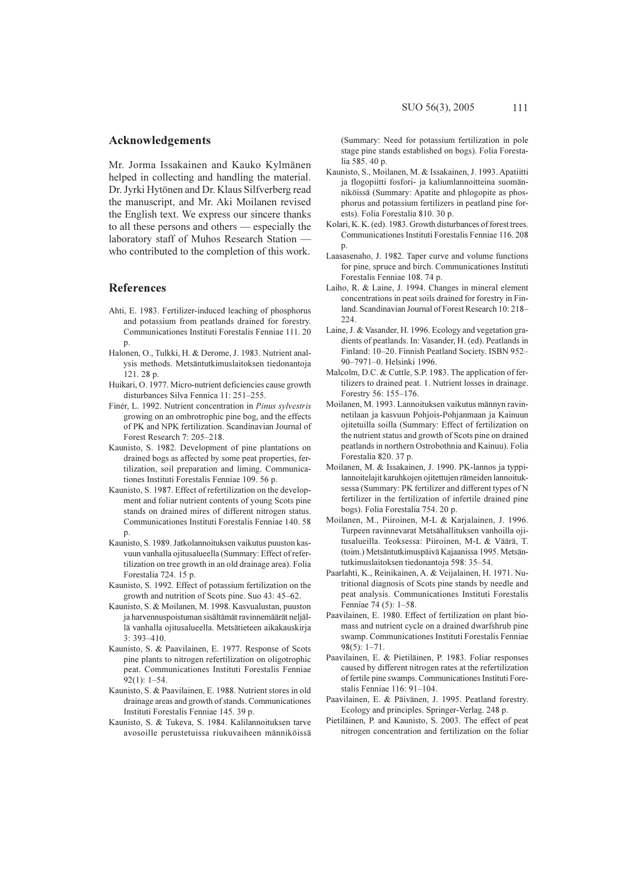## Acknowledgements

Mr. Jorma Issakainen and Kauko Kylmänen helped in collecting and handling the material. Dr. Jyrki Hytönen and Dr. Klaus Silfverberg read the manuscript, and Mr. Aki Moilanen revised the English text. We express our sincere thanks to all these persons and others — especially the laboratory staff of Muhos Research Station — who contributed to the completion of this work.

## References

Ahti, E. 1983. Fertilizer-induced leaching of phosphorus and potassium from peatlands drained for forestry. Communicationes Instituti Forestalis Fenniae 111. 20 p.

Halonen, O., Tulkki, H. & Derome, J. 1983. Nutrient analysis methods. Metsäntutkimuslaitoksen tiedonantoja 121. 28 p.

Huikari, O. 1977. Micro-nutrient deficiencies cause growth disturbances Silva Fennica 11: 251–255.

Finér, L. 1992. Nutrient concentration in *Pinus sylvestris* growing on an ombrotrophic pine bog, and the effects of PK and NPK fertilization. Scandinavian Journal of Forest Research 7: 205–218.

Kaunisto, S. 1982. Development of pine plantations on drained bogs as affected by some peat properties, fertilization, soil preparation and liming. Communicationes Instituti Forestalis Fenniae 109. 56 p.

Kaunisto, S. 1987. Effect of refertilization on the development and foliar nutrient contents of young Scots pine stands on drained mires of different nitrogen status. Communicationes Instituti Forestalis Fenniae 140. 58 p.

Kaunisto, S. 1989. Jatkolannoituksen vaikutus puuston kasvuun vanhalla ojitusalueella (Summary: Effect of refertilization on tree growth in an old drainage area). Folia Forestalia 724. 15 p.

Kaunisto, S. 1992. Effect of potassium fertilization on the growth and nutrition of Scots pine. Suo 43: 45–62.

Kaunisto, S. & Moilanen, M. 1998. Kasvualustan, puuston ja harvennuspoistuman sisältämät ravinnemäärät neljällä vanhalla ojitusalueella. Metsätieteen aikakauskirja 3: 393–410.

Kaunisto, S. & Paavilainen, E. 1977. Response of Scots pine plants to nitrogen refertilization on oligotrophic peat. Communicationes Instituti Forestalis Fenniae 92(1): 1–54.

Kaunisto, S. & Paavilainen, E. 1988. Nutrient stores in old drainage areas and growth of stands. Communicationes Instituti Forestalis Fenniae 145. 39 p.

Kaunisto, S. & Tukeva, S. 1984. Kalilannoituksen tarve avosoille perustetuissa riukuvaiheen männiköissä (Summary: Need for potassium fertilization in pole stage pine stands established on bogs). Folia Forestalia 585. 40 p.

Kaunisto, S., Moilanen, M. & Issakainen, J. 1993. Apatiitti ja flogopiitti fosfori- ja kaliumlannoitteina suomänniköissä (Summary: Apatite and phlogopite as phosphorus and potassium fertilizers in peatland pine forests). Folia Forestalia 810. 30 p.

Kolari, K. K. (ed). 1983. Growth disturbances of forest trees. Communicationes Instituti Forestalis Fenniae 116. 208 p.

Laasasenaho, J. 1982. Taper curve and volume functions for pine, spruce and birch. Communicationes Instituti Forestalis Fenniae 108. 74 p.

Laiho, R. & Laine, J. 1994. Changes in mineral element concentrations in peat soils drained for forestry in Finland. Scandinavian Journal of Forest Research 10: 218–224.

Laine, J. & Vasander, H. 1996. Ecology and vegetation gradients of peatlands. In: Vasander, H. (ed). Peatlands in Finland: 10–20. Finnish Peatland Society. ISBN 952–90–7971–0. Helsinki 1996.

Malcolm, D.C. & Cuttle, S.P. 1983. The application of fertilizers to drained peat. 1. Nutrient losses in drainage. Forestry 56: 155–176.

Moilanen, M. 1993. Lannoituksen vaikutus männyn ravinnetilaan ja kasvuun Pohjois-Pohjanmaan ja Kainuun ojitetuilla soilla (Summary: Effect of fertilization on the nutrient status and growth of Scots pine on drained peatlands in northern Ostrobothnia and Kainuu). Folia Forestalia 820. 37 p.

Moilanen, M. & Issakainen, J. 1990. PK-lannos ja typpilannoitelajit karuhkojen ojitettujen rämeiden lannoituksessa (Summary: PK fertilizer and different types of N fertilizer in the fertilization of infertile drained pine bogs). Folia Forestalia 754. 20 p.

Moilanen, M., Piiroinen, M-L & Karjalainen, J. 1996. Turpeen ravinnevarat Metsähallituksen vanhoilla ojitusalueilla. Teoksessa: Piiroinen, M-L & Väärä, T. (toim.) Metsäntutkimuspäivä Kajaanissa 1995. Metsäntutkimuslaitoksen tiedonantoja 598: 35–54.

Paarlahti, K., Reinikainen, A. & Veijalainen, H. 1971. Nutritional diagnosis of Scots pine stands by needle and peat analysis. Communicationes Instituti Forestalis Fenniae 74 (5): 1–58.

Paavilainen, E. 1980. Effect of fertilization on plant biomass and nutrient cycle on a drained dwarfshrub pine swamp. Communicationes Instituti Forestalis Fenniae 98(5): 1–71.

Paavilainen, E. & Pietiläinen, P. 1983. Foliar responses caused by different nitrogen rates at the refertilization of fertile pine swamps. Communicationes Instituti Forestalis Fenniae 116: 91–104.

Paavilainen, E. & Päivänen, J. 1995. Peatland forestry. Ecology and principles. Springer-Verlag. 248 p.

Pietiläinen, P. and Kaunisto, S. 2003. The effect of peat nitrogen concentration and fertilization on the foliar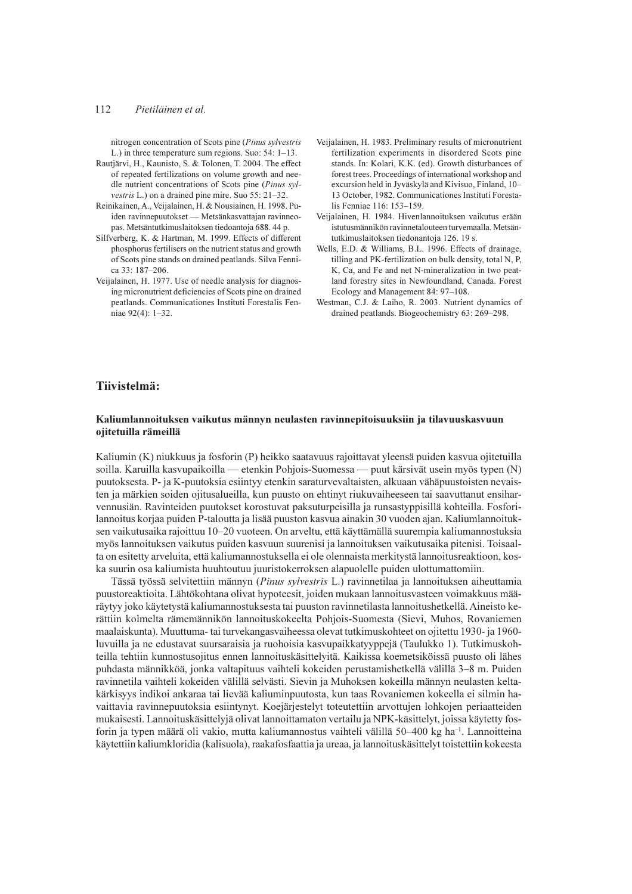nitrogen concentration of Scots pine (*Pinus sylvestris* L.) in three temperature sum regions. Suo: 54: 1–13.

Rautjärvi, H., Kaunisto, S. & Tolonen, T. 2004. The effect of repeated fertilizations on volume growth and needle nutrient concentrations of Scots pine (*Pinus sylvestris* L.) on a drained pine mire. Suo 55: 21–32.

Reinikainen, A., Veijalainen, H. & Nousiainen, H. 1998. Puiden ravinnepuutokset — Metsänkasvattajan ravinneopas. Metsäntutkimuslaitoksen tiedoantoja 688. 44 p.

Silfverberg, K. & Hartman, M. 1999. Effects of different phosphorus fertilisers on the nutrient status and growth of Scots pine stands on drained peatlands. Silva Fennica 33: 187–206.

Veijalainen, H. 1977. Use of needle analysis for diagnosing micronutrient deficiencies of Scots pine on drained peatlands. Communicationes Instituti Forestalis Fenniae 92(4): 1–32.

Veijalainen, H. 1983. Preliminary results of micronutrient fertilization experiments in disordered Scots pine stands. In: Kolari, K.K. (ed). Growth disturbances of forest trees. Proceedings of international workshop and excursion held in Jyväskylä and Kivisuo, Finland, 10–13 October, 1982. Communicationes Instituti Forestalis Fenniae 116: 153–159.

Veijalainen, H. 1984. Hivenlannoituksen vaikutus erään istutusmännikön ravinnetalouteen turvemaalla. Metsäntutkimuslaitoksen tiedonantoja 126. 19 s.

Wells, E.D. & Williams, B.L. 1996. Effects of drainage, tilling and PK-fertilization on bulk density, total N, P, K, Ca, and Fe and net N-mineralization in two peatland forestry sites in Newfoundland, Canada. Forest Ecology and Management 84: 97–108.

Westman, C.J. & Laiho, R. 2003. Nutrient dynamics of drained peatlands. Biogeochemistry 63: 269–298.

## Tiivistelmä:

### Kaliumlannoituksen vaikutus männyn neulasten ravinnepitoisuuksiin ja tilavuuskasvuun ojitetuilla rämeillä

Kaliumin (K) niukkuus ja fosforin (P) heikko saatavuus rajoittavat yleensä puiden kasvua ojitetuilla soilla. Karuilla kasvupaikoilla — etenkin Pohjois-Suomessa — puut kärsivät usein myös typen (N) puutoksesta. P- ja K-puutoksia esiintyy etenkin saraturvevaltaisten, alkuaan vähäpuustoisten nevaisten ja märkien soiden ojitusalueilla, kun puusto on ehtinyt riukuvaiheeseen tai saavuttanut ensiharvennusiän. Ravinteiden puutokset korostuvat paksuturpeisilla ja runsastyppisillä kohteilla. Fosforilannoitus korjaa puiden P-taloutta ja lisää puuston kasvua ainakin 30 vuoden ajan. Kaliumlannoituksen vaikutusaika rajoittuu 10–20 vuoteen. On arveltu, että käyttämällä suurempia kaliumannostuksia myös lannoituksen vaikutus puiden kasvuun suurenisi ja lannoituksen vaikutusaika pitenisi. Toisaalta on esitetty arveluita, että kaliumannostuksella ei ole olennaista merkitystä lannoitusreaktioon, koska suurin osa kaliumista huuhtoutuu juuristokerroksen alapuolelle puiden ulottumattomiin.

Tässä työssä selvitettiin männyn (*Pinus sylvestris* L.) ravinnetilaa ja lannoituksen aiheuttamia puustoreaktioita. Lähtökohtana olivat hypoteesit, joiden mukaan lannoitusvasteen voimakkuus määräytyy joko käytetystä kaliumannostuksesta tai puuston ravinnetilasta lannoitushetkellä. Aineisto kerättiin kolmelta rämemännikön lannoituskokeelta Pohjois-Suomesta (Sievi, Muhos, Rovaniemen maalaiskunta). Muuttuma- tai turvekangasvaiheessa olevat tutkimuskohteet on ojitettu 1930- ja 1960-luvuilla ja ne edustavat suursaraisia ja ruohoisia kasvupaikkatyyppejä (Taulukko 1). Tutkimuskohteilla tehtiin kunnostusojitus ennen lannoituskäsittelyitä. Kaikissa koemetsiköissä puusto oli lähes puhdasta männikköä, jonka valtapituus vaihteli kokeiden perustamishetkellä välillä 3–8 m. Puiden ravinnetila vaihteli kokeiden välillä selvästi. Sievin ja Muhoksen kokeilla männyn neulasten keltakärkisyys indikoi ankaraa tai lievää kaliuminpuutosta, kun taas Rovaniemen kokeella ei silmin havaittavia ravinnepuutoksia esiintynyt. Koejärjestelyt toteutettiin arvottujen lohkojen periaatteiden mukaisesti. Lannoituskäsittelyjä olivat lannoittamaton vertailu ja NPK-käsittelyt, joissa käytetty fosforin ja typen määrä oli vakio, mutta kaliumannostus vaihteli välillä 50–400 kg ha$^{-1}$. Lannoitteina käytettiin kaliumkloridia (kalisuola), raakafosfaattia ja ureaa, ja lannoituskäsittelyt toistettiin kokeesta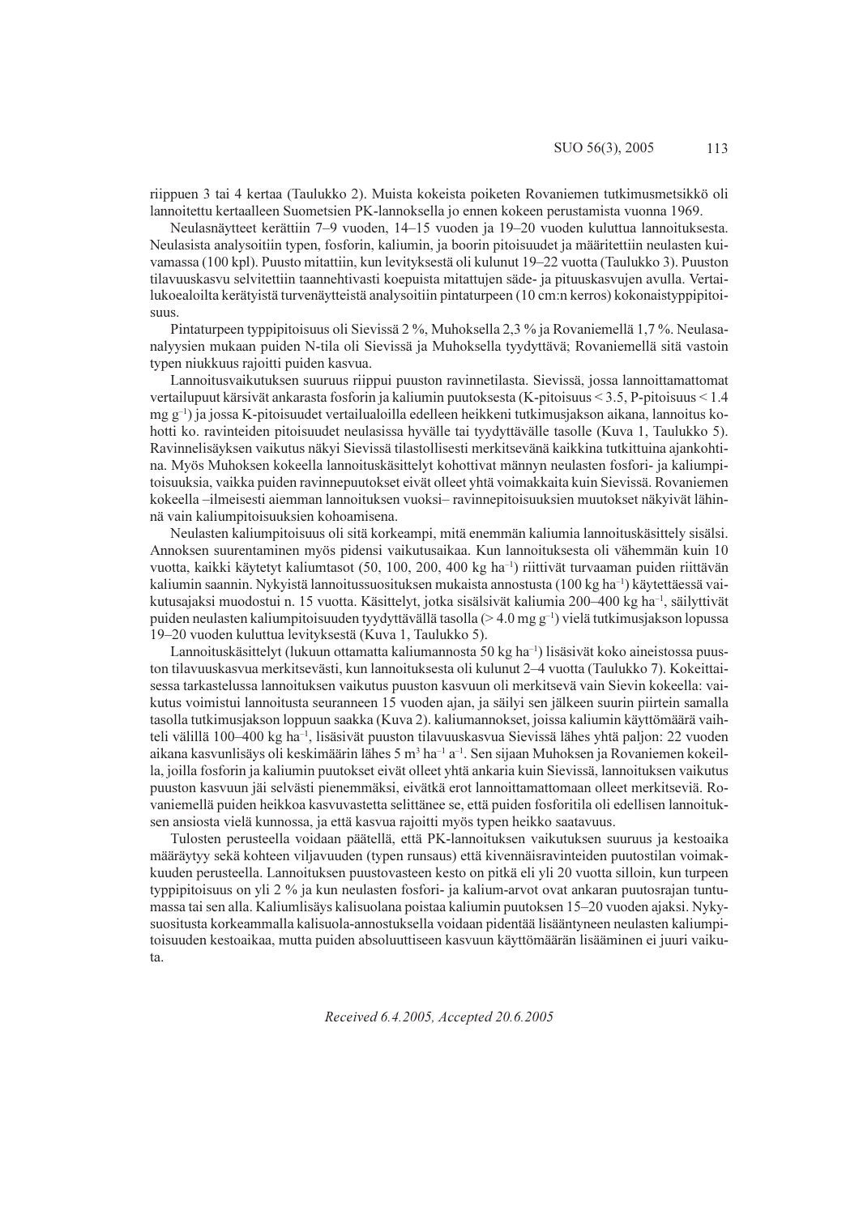riippuen 3 tai 4 kertaa (Taulukko 2). Muista kokeista poiketen Rovaniemen tutkimusmetsikkö oli lannoitettu kertaalleen Suometsien PK-lannoksella jo ennen kokeen perustamista vuonna 1969.

Neulasnäytteet kerättiin 7–9 vuoden, 14–15 vuoden ja 19–20 vuoden kuluttua lannoituksesta. Neulasista analysoitiin typen, fosforin, kaliumin, ja boorin pitoisuudet ja määritettiin neulasten kuivamassa (100 kpl). Puusto mitattiin, kun levityksestä oli kulunut 19–22 vuotta (Taulukko 3). Puuston tilavuuskasvu selvitettiin taannehtivasti koepuista mitattujen säde- ja pituuskasvujen avulla. Vertailukoealoilta kerätyistä turvenäytteistä analysoitiin pintaturpeen (10 cm:n kerros) kokonaistyppipitoisuus.

Pintaturpeen typpipitoisuus oli Sievissä 2 %, Muhoksella 2,3 % ja Rovaniemellä 1,7 %. Neulasanalyysien mukaan puiden N-tila oli Sievissä ja Muhoksella tyydyttävä; Rovaniemellä sitä vastoin typen niukkuus rajoitti puiden kasvua.

Lannoitusvaikutuksen suuruus riippui puuston ravinnetilasta. Sievissä, jossa lannoittamattomat vertailupuut kärsivät ankarasta fosforin ja kaliumin puutoksesta (K-pitoisuus < 3.5, P-pitoisuus < 1.4 mg $g^{-1}$) ja jossa K-pitoisuudet vertailualoilla edelleen heikkeni tutkimusjakson aikana, lannoitus kohotti ko. ravinteiden pitoisuudet neulasissa hyvälle tai tyydyttävälle tasolle (Kuva 1, Taulukko 5). Ravinnelisäyksen vaikutus näkyi Sievissä tilastollisesti merkitsevänä kaikkina tutkittuina ajankohtina. Myös Muhoksen kokeella lannoituskäsittelyt kohottivat männyn neulasten fosfori- ja kaliumpitoisuuksia, vaikka puiden ravinnepuutokset eivät olleet yhtä voimakkaita kuin Sievissä. Rovaniemen kokeella –ilmeisesti aiemman lannoituksen vuoksi– ravinnepitoisuuksien muutokset näkyivät lähinnä vain kaliumpitoisuuksien kohoamisena.

Neulasten kaliumpitoisuus oli sitä korkeampi, mitä enemmän kaliumia lannoituskäsittely sisälsi. Annoksen suurentaminen myös pidensi vaikutusaikaa. Kun lannoituksesta oli vähemmän kuin 10 vuotta, kaikki käytetyt kaliumtasot (50, 100, 200, 400 kg $ha^{-1}$) riittivät turvaaman puiden riittävän kaliumin saannin. Nykyistä lannoitussuosituksen mukaista annostusta (100 kg $ha^{-1}$) käytettäessä vaikutusajaksi muodostui n. 15 vuotta. Käsittelyt, jotka sisälsivät kaliumia 200–400 kg $ha^{-1}$, säilyttivät puiden neulasten kaliumpitoisuuden tyydyttävällä tasolla (> 4.0 mg $g^{-1}$) vielä tutkimusjakson lopussa 19–20 vuoden kuluttua levityksestä (Kuva 1, Taulukko 5).

Lannoituskäsittelyt (lukuun ottamatta kaliumannosta 50 kg $ha^{-1}$) lisäsivät koko aineistossa puuston tilavuuskasvua merkitsevästi, kun lannoituksesta oli kulunut 2–4 vuotta (Taulukko 7). Kokeittaisessa tarkastelussa lannoituksen vaikutus puuston kasvuun oli merkitsevä vain Sievin kokeella: vaikutus voimistui lannoitusta seuranneen 15 vuoden ajan, ja säilyi sen jälkeen suurin piirtein samalla tasolla tutkimusjakson loppuun saakka (Kuva 2). kaliumannokset, joissa kaliumin käyttömäärä vaihteli välillä 100–400 kg $ha^{-1}$, lisäsivät puuston tilavuuskasvua Sievissä lähes yhtä paljon: 22 vuoden aikana kasvunlisäys oli keskimäärin lähes 5 $m^3$ $ha^{-1}$ $a^{-1}$. Sen sijaan Muhoksen ja Rovaniemen kokeilla, joilla fosforin ja kaliumin puutokset eivät olleet yhtä ankaria kuin Sievissä, lannoituksen vaikutus puuston kasvuun jäi selvästi pienemmäksi, eivätkä erot lannoittamattomaan olleet merkitseviä. Rovaniemellä puiden heikkoa kasvuvastetta selittänee se, että puiden fosforitila oli edellisen lannoituksen ansiosta vielä kunnossa, ja että kasvua rajoitti myös typen heikko saatavuus.

Tulosten perusteella voidaan päätellä, että PK-lannoituksen vaikutuksen suuruus ja kestoaika määräytyy sekä kohteen viljavuuden (typen runsaus) että kivennäisravinteiden puutostilan voimakkuuden perusteella. Lannoituksen puustovasteen kesto on pitkä eli yli 20 vuotta silloin, kun turpeen typpipitoisuus on yli 2 % ja kun neulasten fosfori- ja kalium-arvot ovat ankaran puutosrajan tuntumassa tai sen alla. Kaliumlisäys kalisuolana poistaa kaliumin puutoksen 15–20 vuoden ajaksi. Nykysuositusta korkeammalla kalisuola-annostuksella voidaan pidentää lisääntyneen neulasten kaliumpitoisuuden kestoaikaa, mutta puiden absoluuttiseen kasvuun käyttömäärän lisääminen ei juuri vaikuta.

*Received 6.4.2005, Accepted 20.6.2005*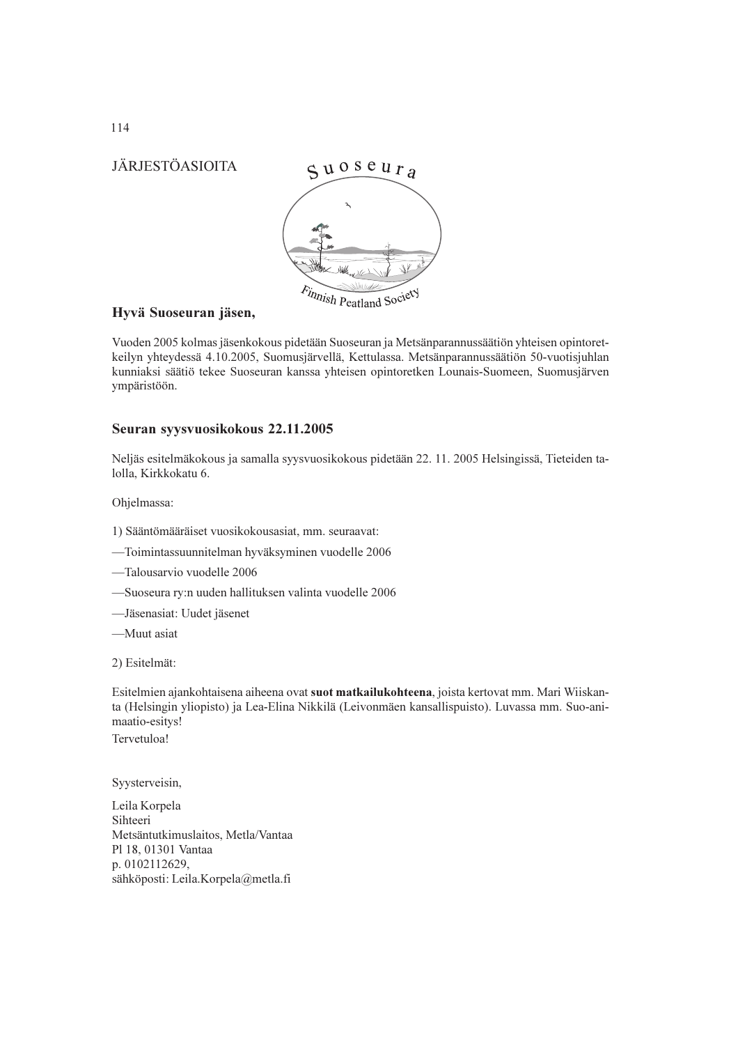JÄRJESTÖASIOITA

Suoseura

Finnish Peatland Society

### Hyvä Suoseuran jäsen,

Vuoden 2005 kolmas jäsenkokous pidetään Suoseuran ja Metsänparannussäätiön yhteisen opintoretkeilyn yhteydessä 4.10.2005, Suomusjärvellä, Kettulassa. Metsänparannussäätiön 50-vuotisjuhlan kunniaksi säätiö tekee Suoseuran kanssa yhteisen opintoretken Lounais-Suomeen, Suomusjärven ympäristöön.

### Seuran syysvuosikokous 22.11.2005

Neljäs esitelmäkokous ja samalla syysvuosikokous pidetään 22. 11. 2005 Helsingissä, Tieteiden talolla, Kirkkokatu 6.

Ohjelmassa:

1) Sääntömääräiset vuosikokousasiat, mm. seuraavat:

—Toimintassuunnitelman hyväksyminen vuodelle 2006

—Talousarvio vuodelle 2006

—Suoseura ry:n uuden hallituksen valinta vuodelle 2006

—Jäsenasiat: Uudet jäsenet

—Muut asiat

2) Esitelmät:

Esitelmien ajankohtaisena aiheena ovat **suot matkailukohteena**, joista kertovat mm. Mari Wiiskanta (Helsingin yliopisto) ja Lea-Elina Nikkilä (Leivonmäen kansallispuisto). Luvassa mm. Suo-animaatio-esitys!
Tervetuloa!

Syysterveisin,

Leila Korpela
Sihteeri
Metsäntutkimuslaitos, Metla/Vantaa
Pl 18, 01301 Vantaa
p. 0102112629,
sähköposti: Leila.Korpela@metla.fi